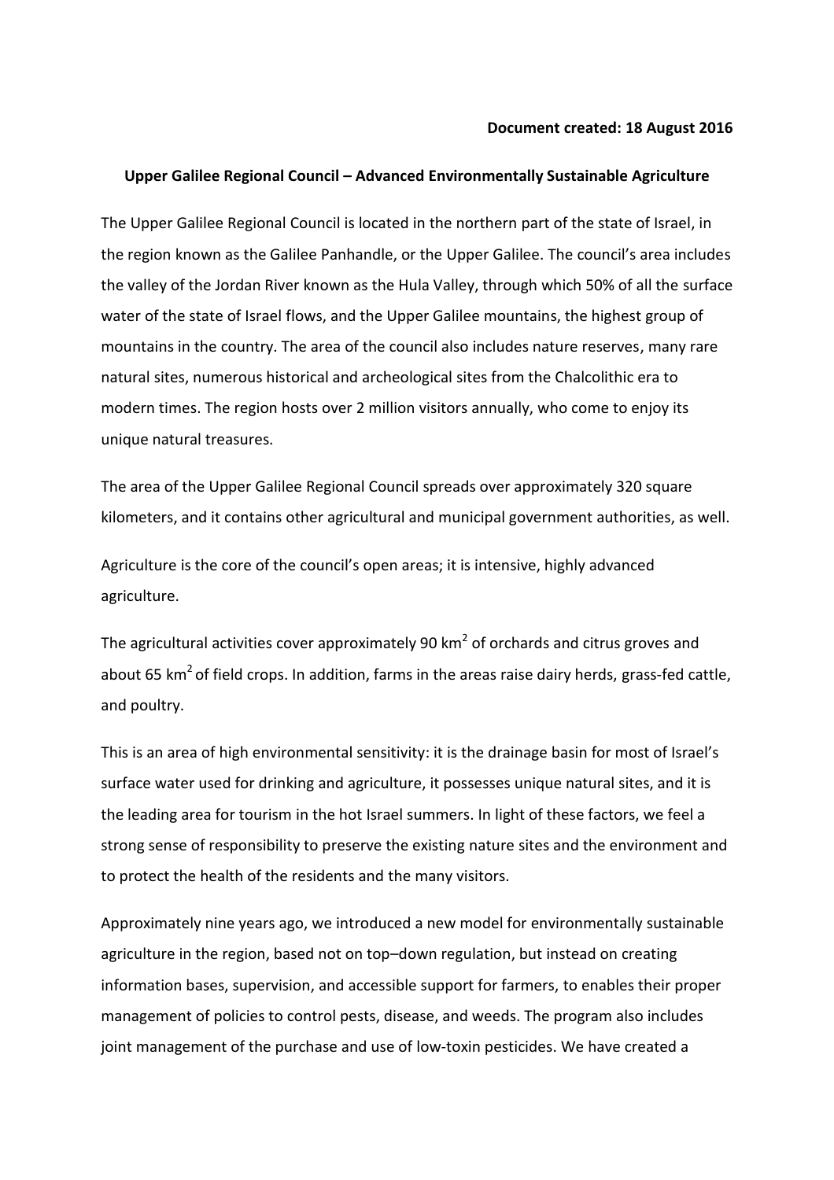**Document created: 18 August 2016**

**Upper Galilee Regional Council – Advanced Environmentally Sustainable Agriculture**

The Upper Galilee Regional Council is located in the northern part of the state of Israel, in the region known as the Galilee Panhandle, or the Upper Galilee. The council's area includes the valley of the Jordan River known as the Hula Valley, through which 50% of all the surface water of the state of Israel flows, and the Upper Galilee mountains, the highest group of mountains in the country. The area of the council also includes nature reserves, many rare natural sites, numerous historical and archeological sites from the Chalcolithic era to modern times. The region hosts over 2 million visitors annually, who come to enjoy its unique natural treasures.

The area of the Upper Galilee Regional Council spreads over approximately 320 square kilometers, and it contains other agricultural and municipal government authorities, as well.

Agriculture is the core of the council's open areas; it is intensive, highly advanced agriculture.

The agricultural activities cover approximately 90 $km^2$ of orchards and citrus groves and about 65 $km^2$ of field crops. In addition, farms in the areas raise dairy herds, grass-fed cattle, and poultry.

This is an area of high environmental sensitivity: it is the drainage basin for most of Israel's surface water used for drinking and agriculture, it possesses unique natural sites, and it is the leading area for tourism in the hot Israel summers. In light of these factors, we feel a strong sense of responsibility to preserve the existing nature sites and the environment and to protect the health of the residents and the many visitors.

Approximately nine years ago, we introduced a new model for environmentally sustainable agriculture in the region, based not on top–down regulation, but instead on creating information bases, supervision, and accessible support for farmers, to enables their proper management of policies to control pests, disease, and weeds. The program also includes joint management of the purchase and use of low-toxin pesticides. We have created a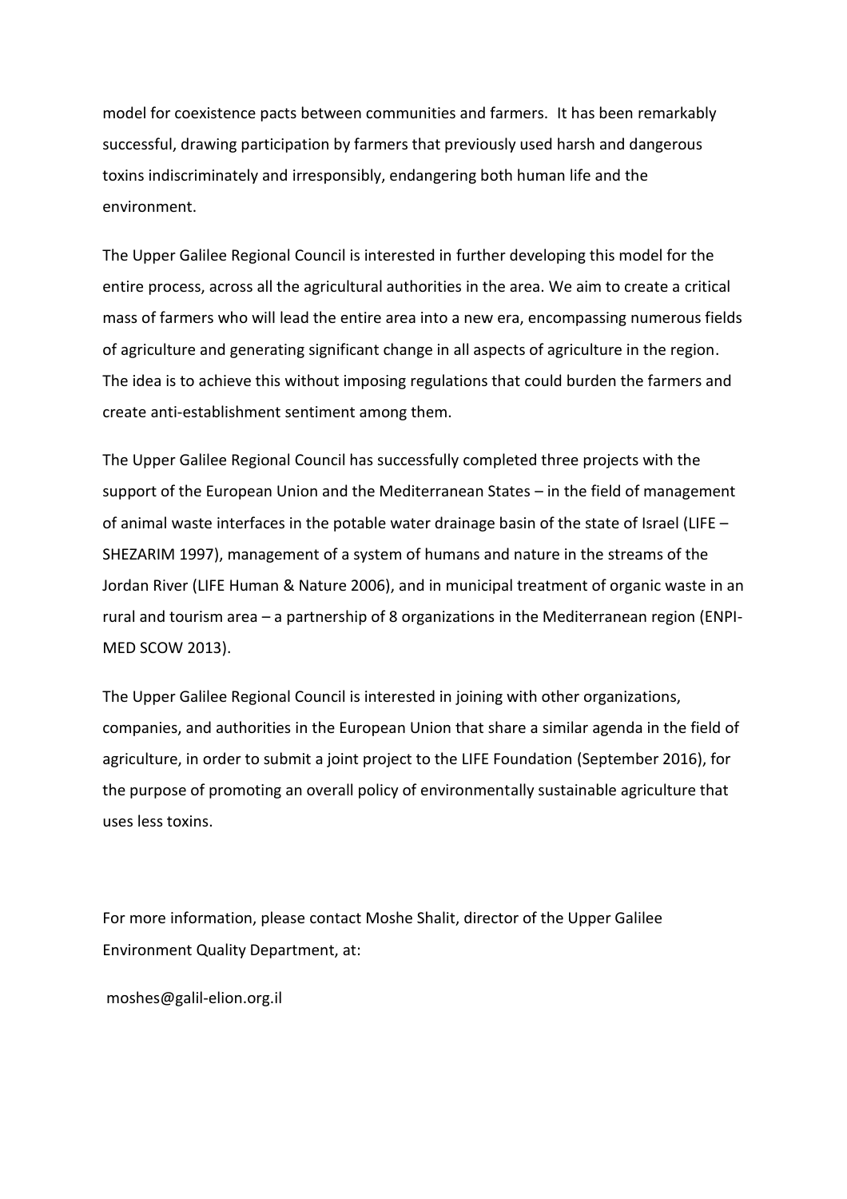model for coexistence pacts between communities and farmers. It has been remarkably successful, drawing participation by farmers that previously used harsh and dangerous toxins indiscriminately and irresponsibly, endangering both human life and the environment.

The Upper Galilee Regional Council is interested in further developing this model for the entire process, across all the agricultural authorities in the area. We aim to create a critical mass of farmers who will lead the entire area into a new era, encompassing numerous fields of agriculture and generating significant change in all aspects of agriculture in the region. The idea is to achieve this without imposing regulations that could burden the farmers and create anti-establishment sentiment among them.

The Upper Galilee Regional Council has successfully completed three projects with the support of the European Union and the Mediterranean States – in the field of management of animal waste interfaces in the potable water drainage basin of the state of Israel (LIFE – SHEZARIM 1997), management of a system of humans and nature in the streams of the Jordan River (LIFE Human & Nature 2006), and in municipal treatment of organic waste in an rural and tourism area – a partnership of 8 organizations in the Mediterranean region (ENPI-MED SCOW 2013).

The Upper Galilee Regional Council is interested in joining with other organizations, companies, and authorities in the European Union that share a similar agenda in the field of agriculture, in order to submit a joint project to the LIFE Foundation (September 2016), for the purpose of promoting an overall policy of environmentally sustainable agriculture that uses less toxins.

For more information, please contact Moshe Shalit, director of the Upper Galilee Environment Quality Department, at:

moshes@galil-elion.org.il